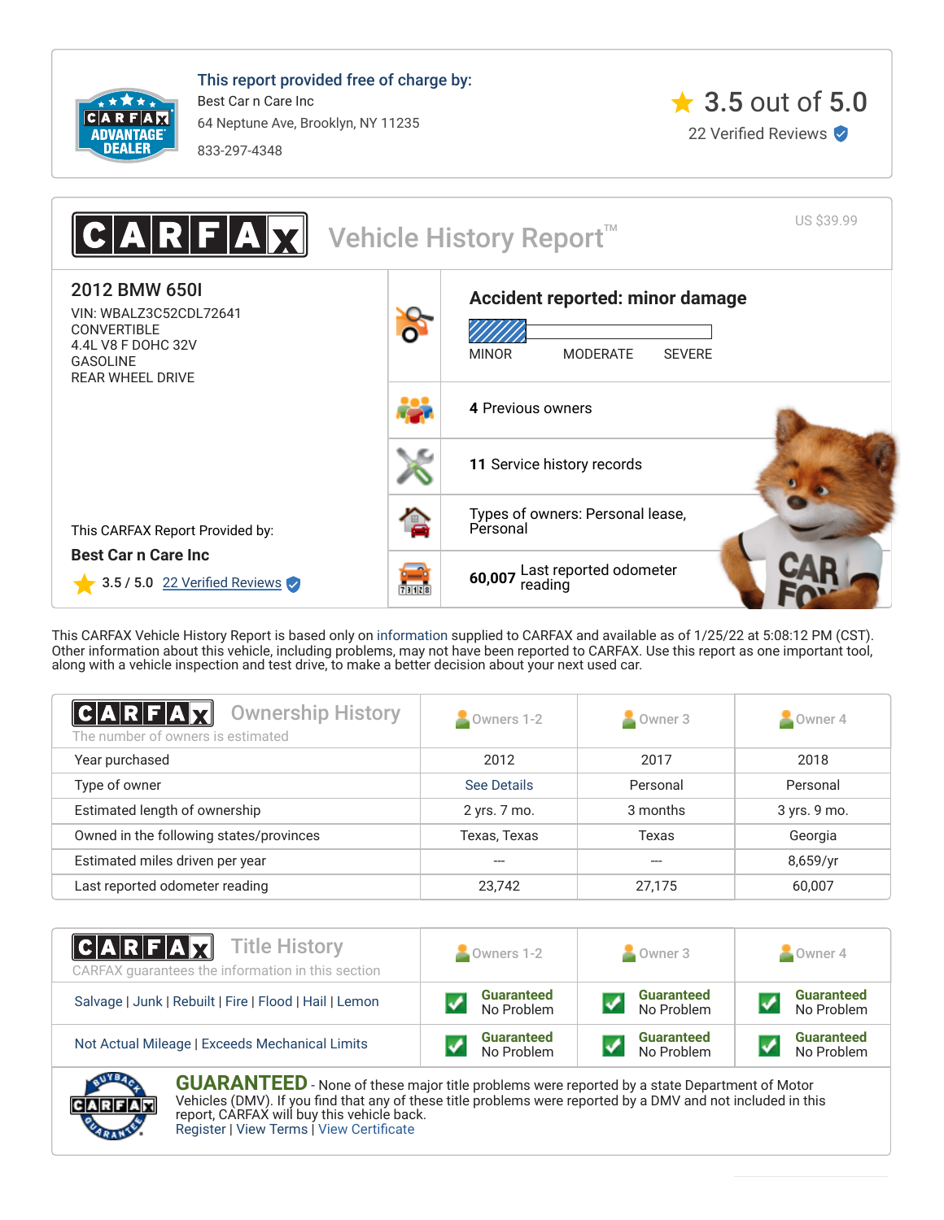**This report provided free of charge by:**
Best Car n Care Inc
64 Neptune Ave, Brooklyn, NY 11235
833-297-4348

3.5 out of 5.0
22 Verified Reviews

# CARFAX Vehicle History Report™

US $39.99

## 2012 BMW 650I

VIN: WBALZ3C52CDL72641
CONVERTIBLE
4.4L V8 F DOHC 32V
GASOLINE
REAR WHEEL DRIVE

This CARFAX Report Provided by:
**Best Car n Care Inc**
3.5 / 5.0 22 Verified Reviews

**Accident reported: minor damage**
MINOR MODERATE SEVERE

**4** Previous owners

**11** Service history records

Types of owners: Personal lease, Personal

**60,007** Last reported odometer reading

This CARFAX Vehicle History Report is based only on information supplied to CARFAX and available as of 1/25/22 at 5:08:12 PM (CST). Other information about this vehicle, including problems, may not have been reported to CARFAX. Use this report as one important tool, along with a vehicle inspection and test drive, to make a better decision about your next used car.

## CARFAX Ownership History

The number of owners is estimated

| | Owners 1-2 | Owner 3 | Owner 4 |
|---|---|---|---|
| Year purchased | 2012 | 2017 | 2018 |
| Type of owner | See Details | Personal | Personal |
| Estimated length of ownership | 2 yrs. 7 mo. | 3 months | 3 yrs. 9 mo. |
| Owned in the following states/provinces | Texas, Texas | Texas | Georgia |
| Estimated miles driven per year | --- | --- | 8,659/yr |
| Last reported odometer reading | 23,742 | 27,175 | 60,007 |

## CARFAX Title History

CARFAX guarantees the information in this section

| | Owners 1-2 | Owner 3 | Owner 4 |
|---|---|---|---|
| Salvage \| Junk \| Rebuilt \| Fire \| Flood \| Hail \| Lemon | Guaranteed No Problem | Guaranteed No Problem | Guaranteed No Problem |
| Not Actual Mileage \| Exceeds Mechanical Limits | Guaranteed No Problem | Guaranteed No Problem | Guaranteed No Problem |

**GUARANTEED** - None of these major title problems were reported by a state Department of Motor Vehicles (DMV). If you find that any of these title problems were reported by a DMV and not included in this report, CARFAX will buy this vehicle back.
Register | View Terms | View Certificate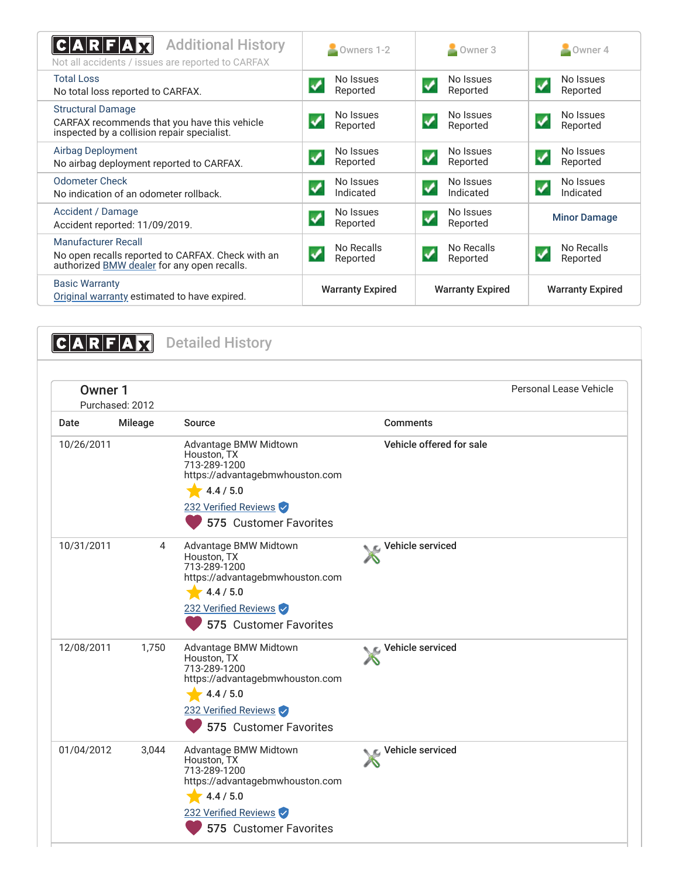## CARFAX Additional History

Not all accidents / issues are reported to CARFAX

| | Owners 1-2 | Owner 3 | Owner 4 |
|---|---|---|---|
| **Total Loss**<br>No total loss reported to CARFAX. | No Issues Reported | No Issues Reported | No Issues Reported |
| **Structural Damage**<br>CARFAX recommends that you have this vehicle inspected by a collision repair specialist. | No Issues Reported | No Issues Reported | No Issues Reported |
| **Airbag Deployment**<br>No airbag deployment reported to CARFAX. | No Issues Reported | No Issues Reported | No Issues Reported |
| **Odometer Check**<br>No indication of an odometer rollback. | No Issues Indicated | No Issues Indicated | No Issues Indicated |
| **Accident / Damage**<br>Accident reported: 11/09/2019. | No Issues Reported | No Issues Reported | Minor Damage |
| **Manufacturer Recall**<br>No open recalls reported to CARFAX. Check with an authorized BMW dealer for any open recalls. | No Recalls Reported | No Recalls Reported | No Recalls Reported |
| **Basic Warranty**<br>Original warranty estimated to have expired. | Warranty Expired | Warranty Expired | Warranty Expired |

## CARFAX Detailed History

### Owner 1

Purchased: 2012

Personal Lease Vehicle

| Date | Mileage | Source | Comments |
|---|---|---|---|
| 10/26/2011 | | Advantage BMW Midtown<br>Houston, TX<br>713-289-1200<br>https://advantagebmwhouston.com<br>4.4 / 5.0<br>232 Verified Reviews<br>575 Customer Favorites | **Vehicle offered for sale** |
| 10/31/2011 | 4 | Advantage BMW Midtown<br>Houston, TX<br>713-289-1200<br>https://advantagebmwhouston.com<br>4.4 / 5.0<br>232 Verified Reviews<br>575 Customer Favorites | **Vehicle serviced** |
| 12/08/2011 | 1,750 | Advantage BMW Midtown<br>Houston, TX<br>713-289-1200<br>https://advantagebmwhouston.com<br>4.4 / 5.0<br>232 Verified Reviews<br>575 Customer Favorites | **Vehicle serviced** |
| 01/04/2012 | 3,044 | Advantage BMW Midtown<br>Houston, TX<br>713-289-1200<br>https://advantagebmwhouston.com<br>4.4 / 5.0<br>232 Verified Reviews<br>575 Customer Favorites | **Vehicle serviced** |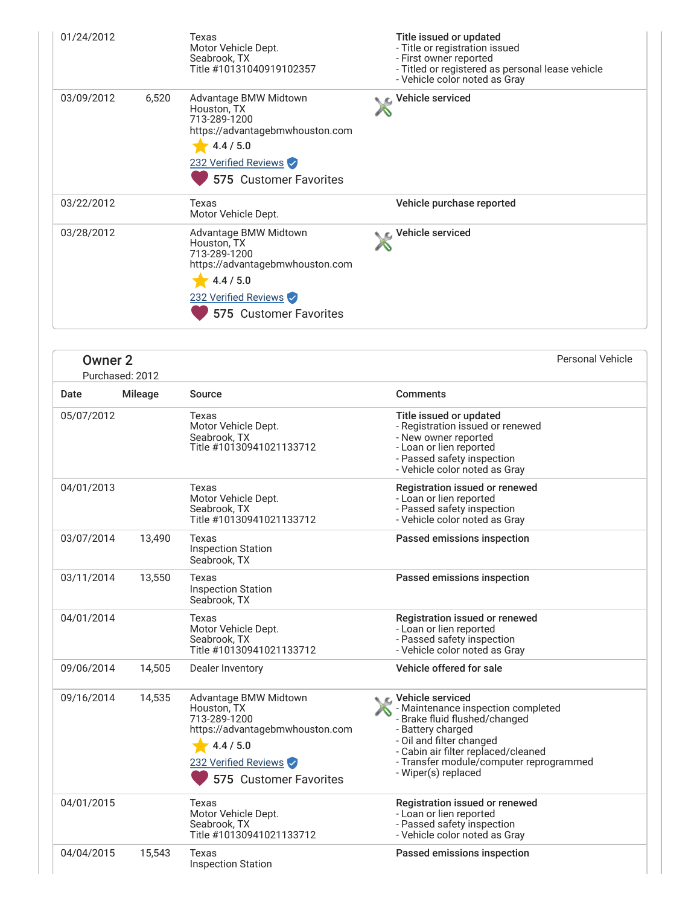| Date | Mileage | Source | Comments |
| --- | --- | --- | --- |
| 01/24/2012 | | Texas<br>Motor Vehicle Dept.<br>Seabrook, TX<br>Title #10131040919102357 | **Title issued or updated**<br>- Title or registration issued<br>- First owner reported<br>- Titled or registered as personal lease vehicle<br>- Vehicle color noted as Gray |
| 03/09/2012 | 6,520 | Advantage BMW Midtown<br>Houston, TX<br>713-289-1200<br>https://advantagebmwhouston.com<br>4.4 / 5.0<br>232 Verified Reviews<br>575 Customer Favorites | **Vehicle serviced** |
| 03/22/2012 | | Texas<br>Motor Vehicle Dept. | **Vehicle purchase reported** |
| 03/28/2012 | | Advantage BMW Midtown<br>Houston, TX<br>713-289-1200<br>https://advantagebmwhouston.com<br>4.4 / 5.0<br>232 Verified Reviews<br>575 Customer Favorites | **Vehicle serviced** |

## Owner 2

Purchased: 2012

Personal Vehicle

| Date | Mileage | Source | Comments |
| --- | --- | --- | --- |
| 05/07/2012 | | Texas<br>Motor Vehicle Dept.<br>Seabrook, TX<br>Title #10130941021133712 | **Title issued or updated**<br>- Registration issued or renewed<br>- New owner reported<br>- Loan or lien reported<br>- Passed safety inspection<br>- Vehicle color noted as Gray |
| 04/01/2013 | | Texas<br>Motor Vehicle Dept.<br>Seabrook, TX<br>Title #10130941021133712 | **Registration issued or renewed**<br>- Loan or lien reported<br>- Passed safety inspection<br>- Vehicle color noted as Gray |
| 03/07/2014 | 13,490 | Texas<br>Inspection Station<br>Seabrook, TX | **Passed emissions inspection** |
| 03/11/2014 | 13,550 | Texas<br>Inspection Station<br>Seabrook, TX | **Passed emissions inspection** |
| 04/01/2014 | | Texas<br>Motor Vehicle Dept.<br>Seabrook, TX<br>Title #10130941021133712 | **Registration issued or renewed**<br>- Loan or lien reported<br>- Passed safety inspection<br>- Vehicle color noted as Gray |
| 09/06/2014 | 14,505 | Dealer Inventory | **Vehicle offered for sale** |
| 09/16/2014 | 14,535 | Advantage BMW Midtown<br>Houston, TX<br>713-289-1200<br>https://advantagebmwhouston.com<br>4.4 / 5.0<br>232 Verified Reviews<br>575 Customer Favorites | **Vehicle serviced**<br>- Maintenance inspection completed<br>- Brake fluid flushed/changed<br>- Battery charged<br>- Oil and filter changed<br>- Cabin air filter replaced/cleaned<br>- Transfer module/computer reprogrammed<br>- Wiper(s) replaced |
| 04/01/2015 | | Texas<br>Motor Vehicle Dept.<br>Seabrook, TX<br>Title #10130941021133712 | **Registration issued or renewed**<br>- Loan or lien reported<br>- Passed safety inspection<br>- Vehicle color noted as Gray |
| 04/04/2015 | 15,543 | Texas<br>Inspection Station | **Passed emissions inspection** |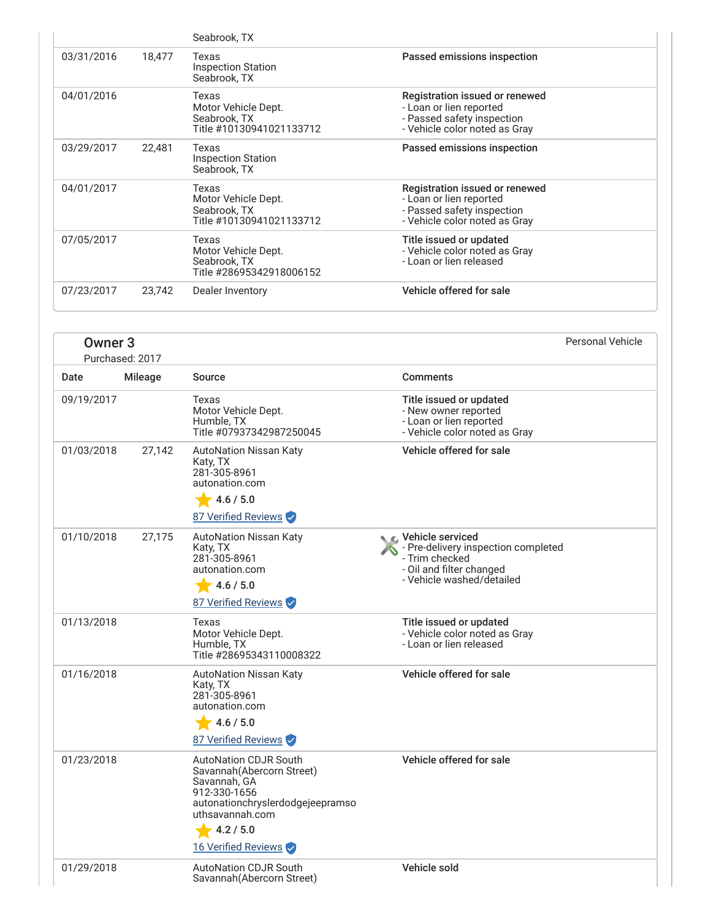| Date | Mileage | Source | Comments |
|---|---|---|---|
| | | Seabrook, TX | |
| 03/31/2016 | 18,477 | Texas<br>Inspection Station<br>Seabrook, TX | **Passed emissions inspection** |
| 04/01/2016 | | Texas<br>Motor Vehicle Dept.<br>Seabrook, TX<br>Title #10130941021133712 | **Registration issued or renewed**<br>- Loan or lien reported<br>- Passed safety inspection<br>- Vehicle color noted as Gray |
| 03/29/2017 | 22,481 | Texas<br>Inspection Station<br>Seabrook, TX | **Passed emissions inspection** |
| 04/01/2017 | | Texas<br>Motor Vehicle Dept.<br>Seabrook, TX<br>Title #10130941021133712 | **Registration issued or renewed**<br>- Loan or lien reported<br>- Passed safety inspection<br>- Vehicle color noted as Gray |
| 07/05/2017 | | Texas<br>Motor Vehicle Dept.<br>Seabrook, TX<br>Title #28695342918006152 | **Title issued or updated**<br>- Vehicle color noted as Gray<br>- Loan or lien released |
| 07/23/2017 | 23,742 | Dealer Inventory | **Vehicle offered for sale** |

## Owner 3

Purchased: 2017

Personal Vehicle

| Date | Mileage | Source | Comments |
|---|---|---|---|
| 09/19/2017 | | Texas<br>Motor Vehicle Dept.<br>Humble, TX<br>Title #07937342987250045 | **Title issued or updated**<br>- New owner reported<br>- Loan or lien reported<br>- Vehicle color noted as Gray |
| 01/03/2018 | 27,142 | AutoNation Nissan Katy<br>Katy, TX<br>281-305-8961<br>autonation.com<br>4.6 / 5.0<br>87 Verified Reviews | **Vehicle offered for sale** |
| 01/10/2018 | 27,175 | AutoNation Nissan Katy<br>Katy, TX<br>281-305-8961<br>autonation.com<br>4.6 / 5.0<br>87 Verified Reviews | **Vehicle serviced**<br>- Pre-delivery inspection completed<br>- Trim checked<br>- Oil and filter changed<br>- Vehicle washed/detailed |
| 01/13/2018 | | Texas<br>Motor Vehicle Dept.<br>Humble, TX<br>Title #28695343110008322 | **Title issued or updated**<br>- Vehicle color noted as Gray<br>- Loan or lien released |
| 01/16/2018 | | AutoNation Nissan Katy<br>Katy, TX<br>281-305-8961<br>autonation.com<br>4.6 / 5.0<br>87 Verified Reviews | **Vehicle offered for sale** |
| 01/23/2018 | | AutoNation CDJR South Savannah(Abercorn Street)<br>Savannah, GA<br>912-330-1656<br>autonationchryslerdodgejeepramsouthsavannah.com<br>4.2 / 5.0<br>16 Verified Reviews | **Vehicle offered for sale** |
| 01/29/2018 | | AutoNation CDJR South Savannah(Abercorn Street) | **Vehicle sold** |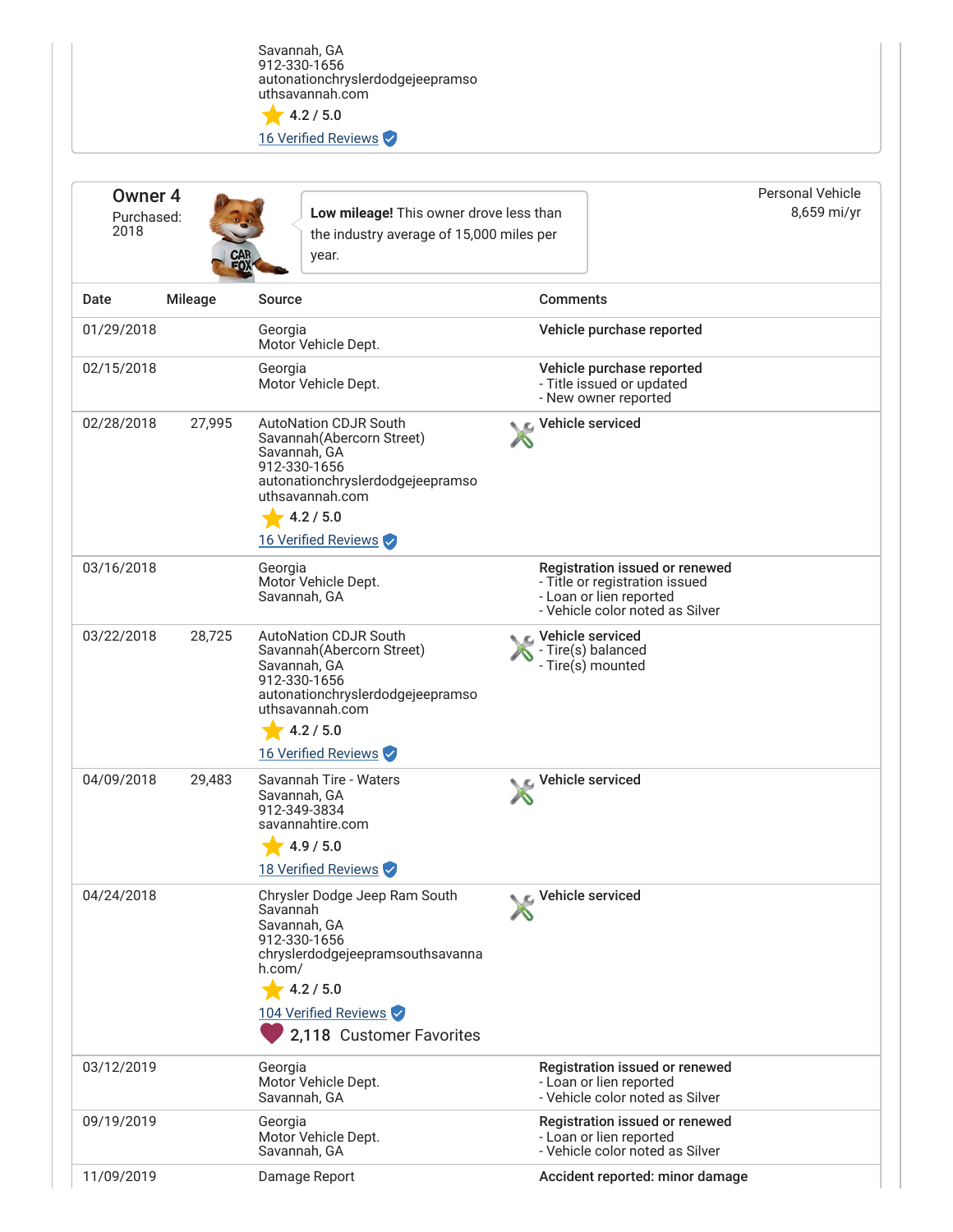Savannah, GA
912-330-1656
autonationchryslerdodgejeepramsouthsavannah.com
4.2 / 5.0
16 Verified Reviews

**Owner 4**
Purchased: 2018

**Low mileage!** This owner drove less than the industry average of 15,000 miles per year.

Personal Vehicle
8,659 mi/yr

| Date | Mileage | Source | Comments |
|---|---|---|---|
| 01/29/2018 | | Georgia Motor Vehicle Dept. | **Vehicle purchase reported** |
| 02/15/2018 | | Georgia Motor Vehicle Dept. | **Vehicle purchase reported**<br>- Title issued or updated<br>- New owner reported |
| 02/28/2018 | 27,995 | AutoNation CDJR South Savannah(Abercorn Street)<br>Savannah, GA<br>912-330-1656<br>autonationchryslerdodgejeepramsouthsavannah.com<br>4.2 / 5.0<br>16 Verified Reviews | **Vehicle serviced** |
| 03/16/2018 | | Georgia Motor Vehicle Dept.<br>Savannah, GA | **Registration issued or renewed**<br>- Title or registration issued<br>- Loan or lien reported<br>- Vehicle color noted as Silver |
| 03/22/2018 | 28,725 | AutoNation CDJR South Savannah(Abercorn Street)<br>Savannah, GA<br>912-330-1656<br>autonationchryslerdodgejeepramsouthsavannah.com<br>4.2 / 5.0<br>16 Verified Reviews | **Vehicle serviced**<br>- Tire(s) balanced<br>- Tire(s) mounted |
| 04/09/2018 | 29,483 | Savannah Tire - Waters<br>Savannah, GA<br>912-349-3834<br>savannahtire.com<br>4.9 / 5.0<br>18 Verified Reviews | **Vehicle serviced** |
| 04/24/2018 | | Chrysler Dodge Jeep Ram South Savannah<br>Savannah, GA<br>912-330-1656<br>chryslerdodgejeepramsouthsavannah.com/<br>4.2 / 5.0<br>104 Verified Reviews<br>2,118 Customer Favorites | **Vehicle serviced** |
| 03/12/2019 | | Georgia Motor Vehicle Dept.<br>Savannah, GA | **Registration issued or renewed**<br>- Loan or lien reported<br>- Vehicle color noted as Silver |
| 09/19/2019 | | Georgia Motor Vehicle Dept.<br>Savannah, GA | **Registration issued or renewed**<br>- Loan or lien reported<br>- Vehicle color noted as Silver |
| 11/09/2019 | | Damage Report | **Accident reported: minor damage** |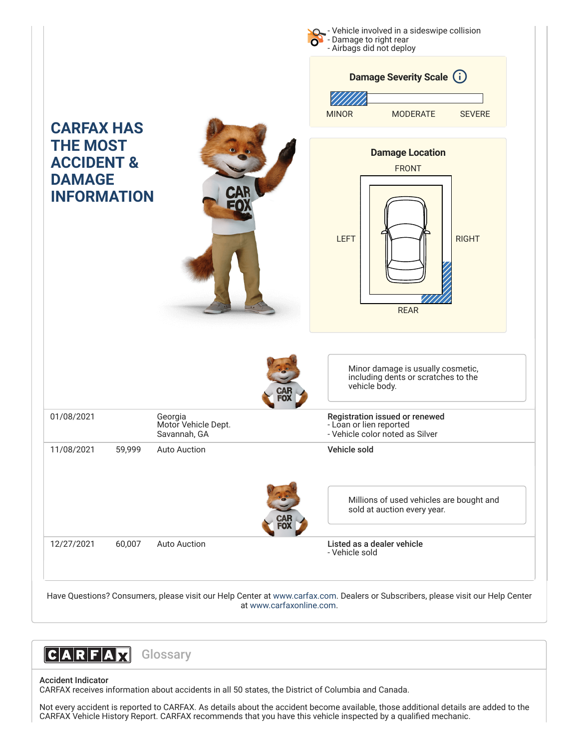- Vehicle involved in a sideswipe collision
- Damage to right rear
- Airbags did not deploy

**Damage Severity Scale**

MINOR MODERATE SEVERE

**Damage Location**

FRONT

LEFT RIGHT

REAR

## CARFAX HAS THE MOST ACCIDENT & DAMAGE INFORMATION

Minor damage is usually cosmetic, including dents or scratches to the vehicle body.

| Date | Mileage | Source | Comments |
|---|---|---|---|
| 01/08/2021 | | Georgia<br>Motor Vehicle Dept.<br>Savannah, GA | **Registration issued or renewed**<br>- Loan or lien reported<br>- Vehicle color noted as Silver |
| 11/08/2021 | 59,999 | Auto Auction | **Vehicle sold** |

Millions of used vehicles are bought and sold at auction every year.

| Date | Mileage | Source | Comments |
|---|---|---|---|
| 12/27/2021 | 60,007 | Auto Auction | **Listed as a dealer vehicle**<br>- Vehicle sold |

Have Questions? Consumers, please visit our Help Center at www.carfax.com. Dealers or Subscribers, please visit our Help Center at www.carfaxonline.com.

## CARFAX Glossary

**Accident Indicator**
CARFAX receives information about accidents in all 50 states, the District of Columbia and Canada.

Not every accident is reported to CARFAX. As details about the accident become available, those additional details are added to the CARFAX Vehicle History Report. CARFAX recommends that you have this vehicle inspected by a qualified mechanic.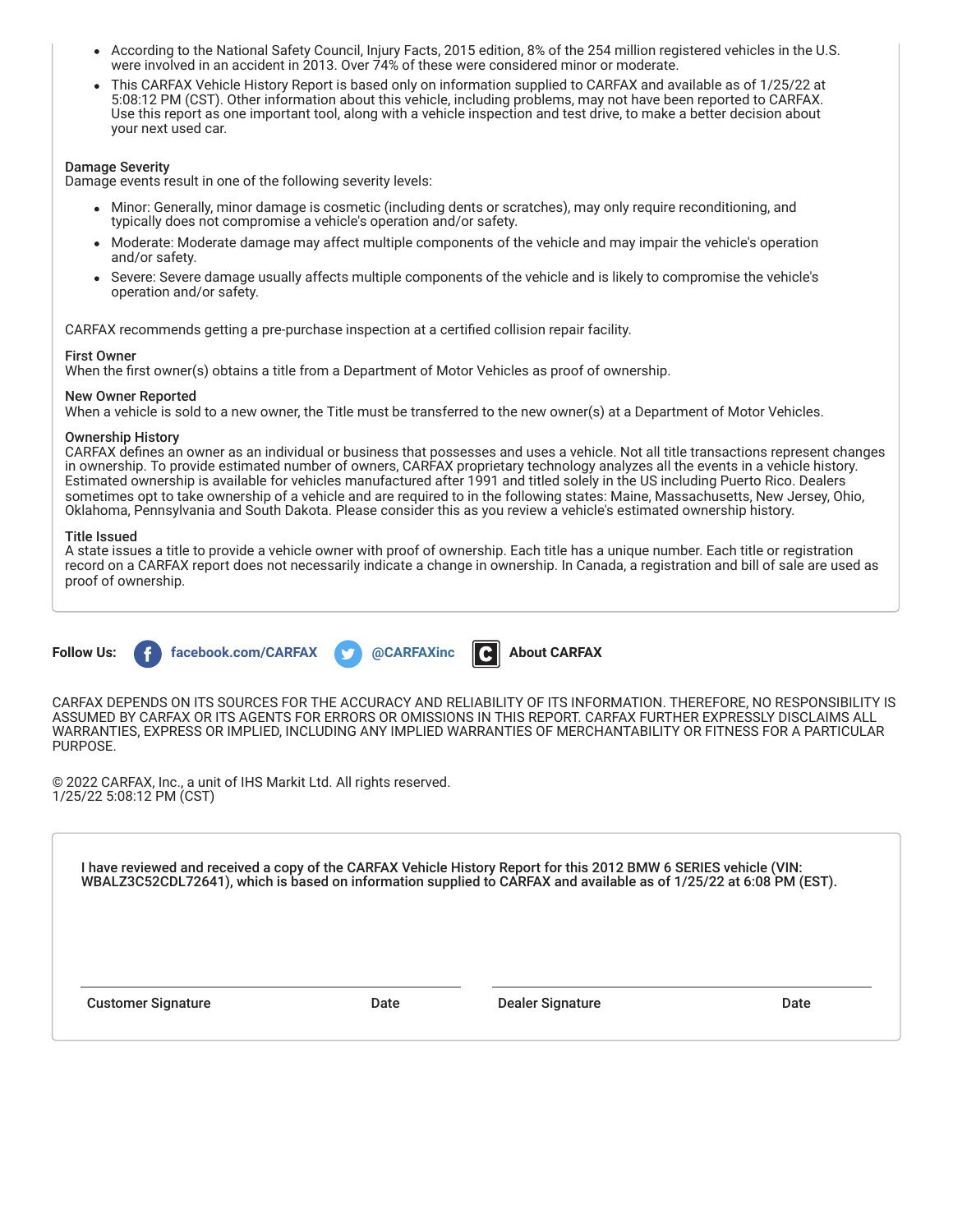- According to the National Safety Council, Injury Facts, 2015 edition, 8% of the 254 million registered vehicles in the U.S. were involved in an accident in 2013. Over 74% of these were considered minor or moderate.
- This CARFAX Vehicle History Report is based only on information supplied to CARFAX and available as of 1/25/22 at 5:08:12 PM (CST). Other information about this vehicle, including problems, may not have been reported to CARFAX. Use this report as one important tool, along with a vehicle inspection and test drive, to make a better decision about your next used car.

**Damage Severity**
Damage events result in one of the following severity levels:

- Minor: Generally, minor damage is cosmetic (including dents or scratches), may only require reconditioning, and typically does not compromise a vehicle's operation and/or safety.
- Moderate: Moderate damage may affect multiple components of the vehicle and may impair the vehicle's operation and/or safety.
- Severe: Severe damage usually affects multiple components of the vehicle and is likely to compromise the vehicle's operation and/or safety.

CARFAX recommends getting a pre-purchase inspection at a certified collision repair facility.

**First Owner**
When the first owner(s) obtains a title from a Department of Motor Vehicles as proof of ownership.

**New Owner Reported**
When a vehicle is sold to a new owner, the Title must be transferred to the new owner(s) at a Department of Motor Vehicles.

**Ownership History**
CARFAX defines an owner as an individual or business that possesses and uses a vehicle. Not all title transactions represent changes in ownership. To provide estimated number of owners, CARFAX proprietary technology analyzes all the events in a vehicle history. Estimated ownership is available for vehicles manufactured after 1991 and titled solely in the US including Puerto Rico. Dealers sometimes opt to take ownership of a vehicle and are required to in the following states: Maine, Massachusetts, New Jersey, Ohio, Oklahoma, Pennsylvania and South Dakota. Please consider this as you review a vehicle's estimated ownership history.

**Title Issued**
A state issues a title to provide a vehicle owner with proof of ownership. Each title has a unique number. Each title or registration record on a CARFAX report does not necessarily indicate a change in ownership. In Canada, a registration and bill of sale are used as proof of ownership.

**Follow Us:** facebook.com/CARFAX @CARFAXinc About CARFAX

CARFAX DEPENDS ON ITS SOURCES FOR THE ACCURACY AND RELIABILITY OF ITS INFORMATION. THEREFORE, NO RESPONSIBILITY IS ASSUMED BY CARFAX OR ITS AGENTS FOR ERRORS OR OMISSIONS IN THIS REPORT. CARFAX FURTHER EXPRESSLY DISCLAIMS ALL WARRANTIES, EXPRESS OR IMPLIED, INCLUDING ANY IMPLIED WARRANTIES OF MERCHANTABILITY OR FITNESS FOR A PARTICULAR PURPOSE.

© 2022 CARFAX, Inc., a unit of IHS Markit Ltd. All rights reserved.
1/25/22 5:08:12 PM (CST)

**I have reviewed and received a copy of the CARFAX Vehicle History Report for this 2012 BMW 6 SERIES vehicle (VIN: WBALZ3C52CDL72641), which is based on information supplied to CARFAX and available as of 1/25/22 at 6:08 PM (EST).**

| | | | |
|---|---|---|---|
| **Customer Signature** | **Date** | **Dealer Signature** | **Date** |